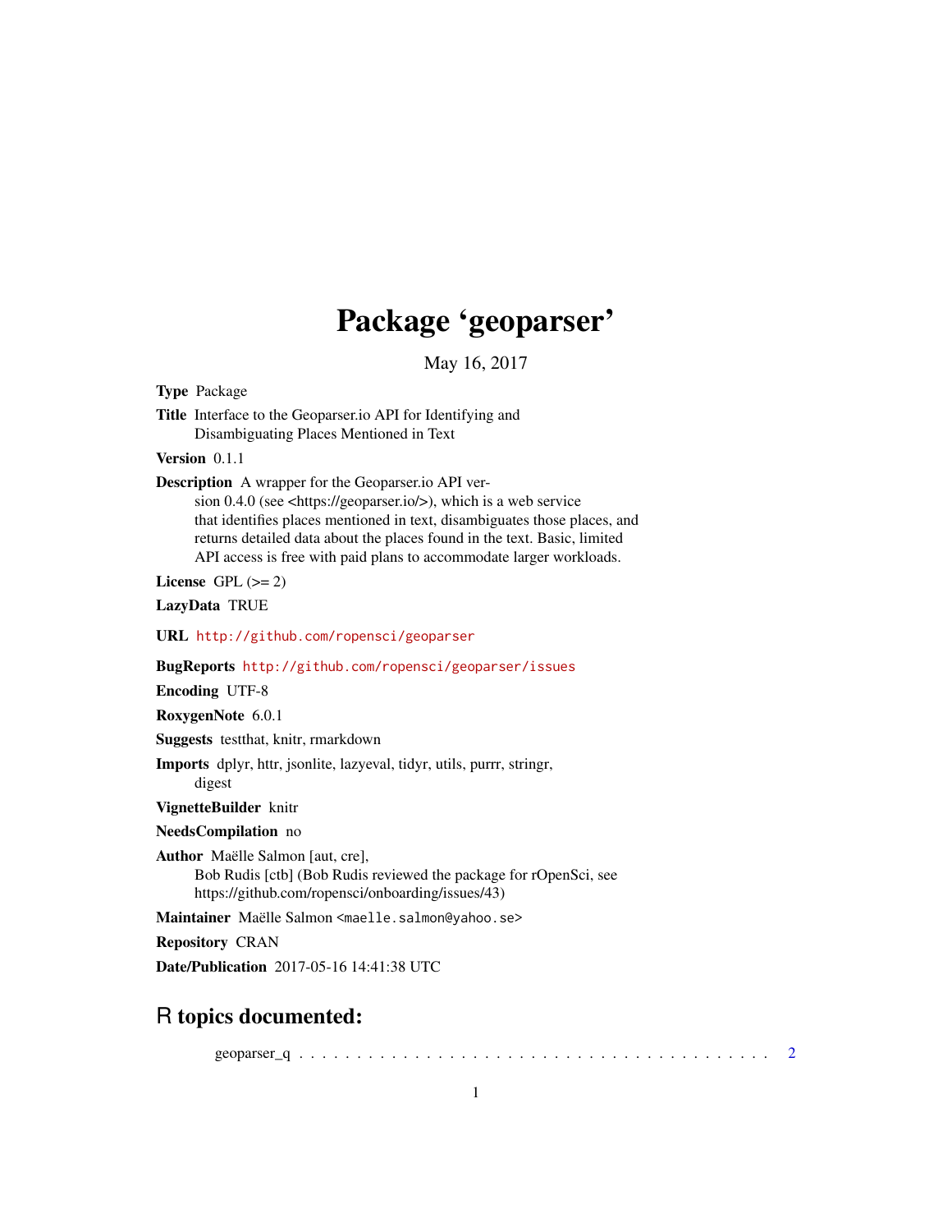# Package 'geoparser'

May 16, 2017

**Type** Package

**Title** Interface to the Geoparser.io API for Identifying and Disambiguating Places Mentioned in Text

**Version** 0.1.1

**Description** A wrapper for the Geoparser.io API version 0.4.0 (see <https://geoparser.io/>), which is a web service that identifies places mentioned in text, disambiguates those places, and returns detailed data about the places found in the text. Basic, limited API access is free with paid plans to accommodate larger workloads.

**License** GPL (>= 2)

**LazyData** TRUE

**URL** http://github.com/ropensci/geoparser

**BugReports** http://github.com/ropensci/geoparser/issues

**Encoding** UTF-8

**RoxygenNote** 6.0.1

**Suggests** testthat, knitr, rmarkdown

**Imports** dplyr, httr, jsonlite, lazyeval, tidyr, utils, purrr, stringr, digest

**VignetteBuilder** knitr

**NeedsCompilation** no

**Author** Maëlle Salmon [aut, cre], Bob Rudis [ctb] (Bob Rudis reviewed the package for rOpenSci, see https://github.com/ropensci/onboarding/issues/43)

**Maintainer** Maëlle Salmon <maelle.salmon@yahoo.se>

**Repository** CRAN

**Date/Publication** 2017-05-16 14:41:38 UTC

## R topics documented:

geoparser_q . . . . . . . . . . . . . . . . . . . . . . . . . . . . . . . . . . . . . . . . . 2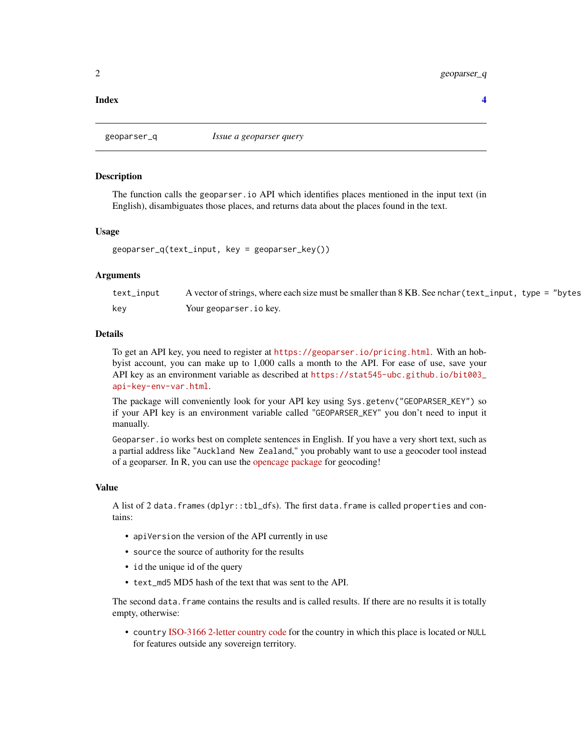Index 4

---

geoparser_q *Issue a geoparser query*

---

## Description

The function calls the `geoparser.io` API which identifies places mentioned in the input text (in English), disambiguates those places, and returns data about the places found in the text.

## Usage

```
geoparser_q(text_input, key = geoparser_key())
```

## Arguments

| | |
|---|---|
| `text_input` | A vector of strings, where each size must be smaller than 8 KB. See `nchar(text_input, type = "bytes` |
| `key` | Your `geoparser.io` key. |

## Details

To get an API key, you need to register at https://geoparser.io/pricing.html. With an hobbyist account, you can make up to 1,000 calls a month to the API. For ease of use, save your API key as an environment variable as described at https://stat545-ubc.github.io/bit003_api-key-env-var.html.

The package will conveniently look for your API key using `Sys.getenv("GEOPARSER_KEY")` so if your API key is an environment variable called "GEOPARSER_KEY" you don't need to input it manually.

`Geoparser.io` works best on complete sentences in English. If you have a very short text, such as a partial address like "`Auckland New Zealand`," you probably want to use a geocoder tool instead of a geoparser. In R, you can use the opencage package for geocoding!

## Value

A list of 2 `data.frames` (`dplyr::tbl_dfs`). The first `data.frame` is called `properties` and contains:

- `apiVersion` the version of the API currently in use
- `source` the source of authority for the results
- `id` the unique id of the query
- `text_md5` MD5 hash of the text that was sent to the API.

The second `data.frame` contains the results and is called results. If there are no results it is totally empty, otherwise:

- `country` ISO-3166 2-letter country code for the country in which this place is located or `NULL` for features outside any sovereign territory.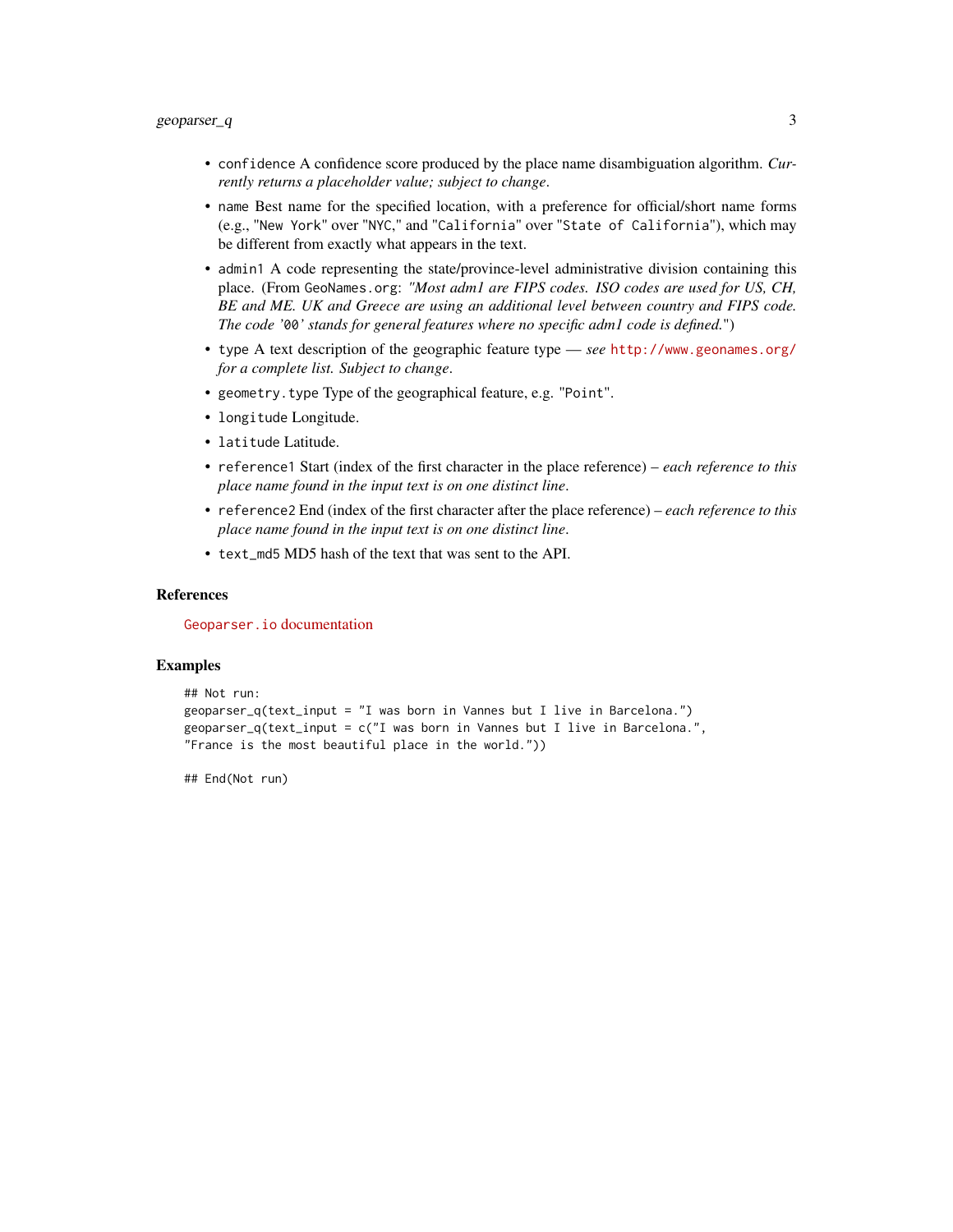- `confidence` A confidence score produced by the place name disambiguation algorithm. *Currently returns a placeholder value; subject to change.*
- `name` Best name for the specified location, with a preference for official/short name forms (e.g., "`New York`" over "`NYC`," and "`California`" over "`State of California`"), which may be different from exactly what appears in the text.
- `admin1` A code representing the state/province-level administrative division containing this place. (From `GeoNames.org`: *"Most adm1 are FIPS codes. ISO codes are used for US, CH, BE and ME. UK and Greece are using an additional level between country and FIPS code. The code '`00`' stands for general features where no specific adm1 code is defined."*)
- `type` A text description of the geographic feature type — *see* `http://www.geonames.org/` *for a complete list. Subject to change.*
- `geometry.type` Type of the geographical feature, e.g. "`Point`".
- `longitude` Longitude.
- `latitude` Latitude.
- `reference1` Start (index of the first character in the place reference) – *each reference to this place name found in the input text is on one distinct line.*
- `reference2` End (index of the first character after the place reference) – *each reference to this place name found in the input text is on one distinct line.*
- `text_md5` MD5 hash of the text that was sent to the API.

### References

`Geoparser.io` documentation

### Examples

```
## Not run:
geoparser_q(text_input = "I was born in Vannes but I live in Barcelona.")
geoparser_q(text_input = c("I was born in Vannes but I live in Barcelona.",
"France is the most beautiful place in the world."))

## End(Not run)
```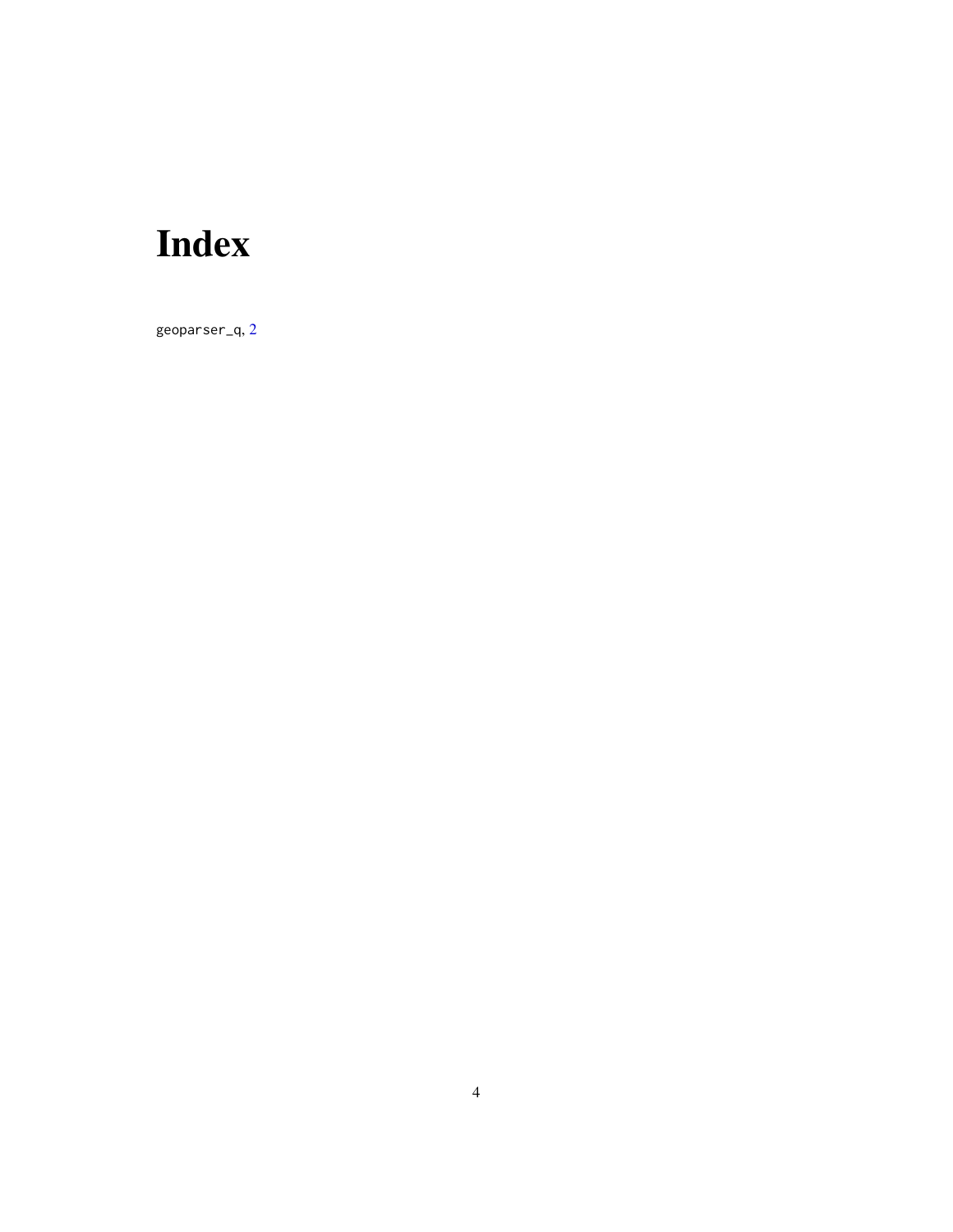# Index

geoparser_q, 2